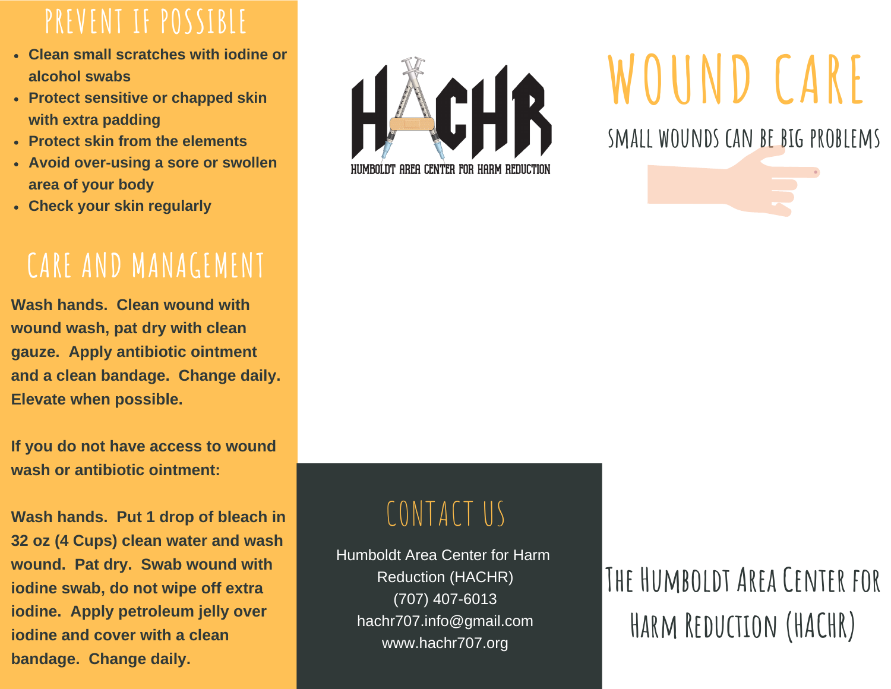## PREVENT IF POSSIBLE

- **Clean small scratches with iodine or alcohol swabs**
- **Protect sensitive or chapped skin with extra padding**
- **Protect skin from the elements**
- **Avoid over-using a sore or swollen area of your body**
- **Check your skin regularly**

## CARE AND MANAGEMENT

**Wash hands. Clean wound with wound wash, pat dry with clean gauze. Apply antibiotic ointment and a clean bandage. Change daily. Elevate when possible.**

**If you do not have access to wound wash or antibiotic ointment:**

**Wash hands. Put 1 drop of bleach in 32 oz (4 Cups) clean water and wash wound. Pat dry. Swab wound with iodine swab, do not wipe off extra iodine. Apply petroleum jelly over iodine and cover with a clean bandage. Change daily.**

HACHR

HUMBOLDT AREA CENTER FOR HARM REDUCTION

## CONTACT US

Humboldt Area Center for Harm Reduction (HACHR)
(707) 407-6013
hachr707.info@gmail.com
www.hachr707.org

# WOUND CARE

### SMALL WOUNDS CAN BE BIG PROBLEMS

## The Humboldt Area Center for Harm Reduction (HACHR)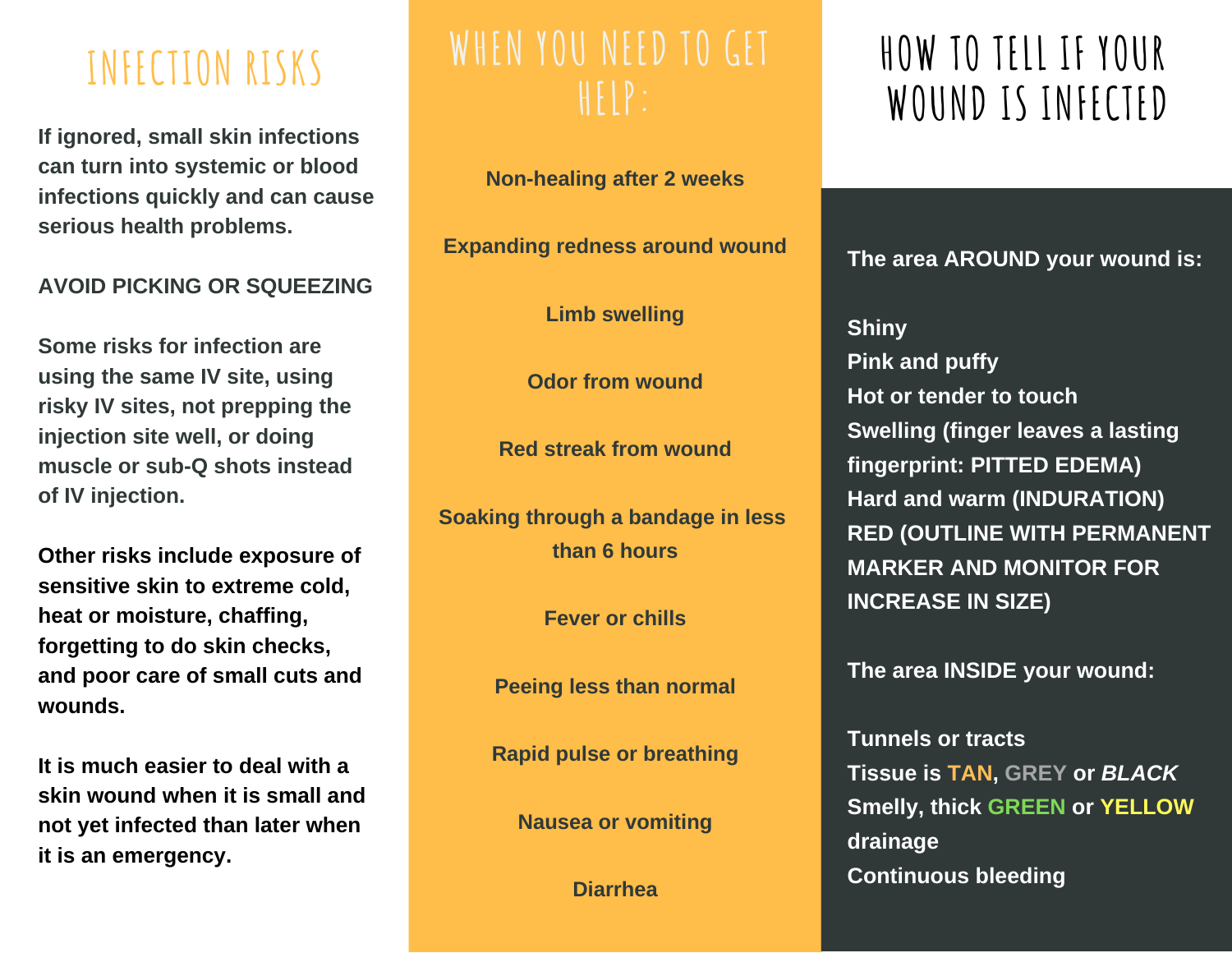## INFECTION RISKS

**If ignored, small skin infections can turn into systemic or blood infections quickly and can cause serious health problems.**

**AVOID PICKING OR SQUEEZING**

**Some risks for infection are using the same IV site, using risky IV sites, not prepping the injection site well, or doing muscle or sub-Q shots instead of IV injection.**

**Other risks include exposure of sensitive skin to extreme cold, heat or moisture, chaffing, forgetting to do skin checks, and poor care of small cuts and wounds.**

**It is much easier to deal with a skin wound when it is small and not yet infected than later when it is an emergency.**

## WHEN YOU NEED TO GET HELP:

**Non-healing after 2 weeks**

**Expanding redness around wound**

**Limb swelling**

**Odor from wound**

**Red streak from wound**

**Soaking through a bandage in less than 6 hours**

**Fever or chills**

**Peeing less than normal**

**Rapid pulse or breathing**

**Nausea or vomiting**

**Diarrhea**

## HOW TO TELL IF YOUR WOUND IS INFECTED

**The area AROUND your wound is:**

**Shiny**
**Pink and puffy**
**Hot or tender to touch**
**Swelling (finger leaves a lasting fingerprint: PITTED EDEMA)**
**Hard and warm (INDURATION)**
**RED (OUTLINE WITH PERMANENT MARKER AND MONITOR FOR INCREASE IN SIZE)**

**The area INSIDE your wound:**

**Tunnels or tracts**
**Tissue is TAN, GREY or *BLACK***
**Smelly, thick GREEN or YELLOW drainage**
**Continuous bleeding**